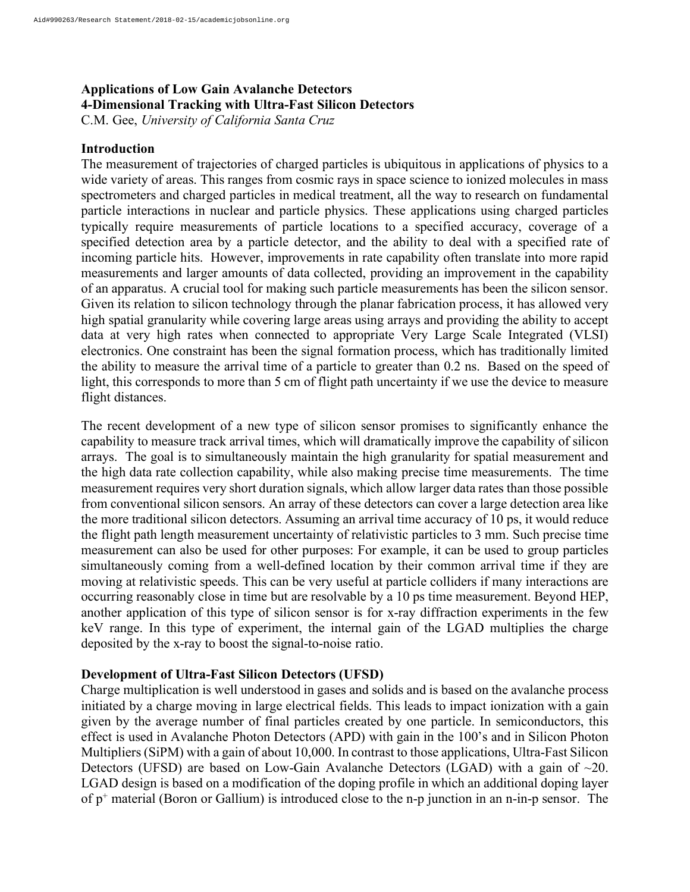**Applications of Low Gain Avalanche Detectors**
**4-Dimensional Tracking with Ultra-Fast Silicon Detectors**
C.M. Gee, *University of California Santa Cruz*

## Introduction

The measurement of trajectories of charged particles is ubiquitous in applications of physics to a wide variety of areas. This ranges from cosmic rays in space science to ionized molecules in mass spectrometers and charged particles in medical treatment, all the way to research on fundamental particle interactions in nuclear and particle physics. These applications using charged particles typically require measurements of particle locations to a specified accuracy, coverage of a specified detection area by a particle detector, and the ability to deal with a specified rate of incoming particle hits. However, improvements in rate capability often translate into more rapid measurements and larger amounts of data collected, providing an improvement in the capability of an apparatus. A crucial tool for making such particle measurements has been the silicon sensor. Given its relation to silicon technology through the planar fabrication process, it has allowed very high spatial granularity while covering large areas using arrays and providing the ability to accept data at very high rates when connected to appropriate Very Large Scale Integrated (VLSI) electronics. One constraint has been the signal formation process, which has traditionally limited the ability to measure the arrival time of a particle to greater than 0.2 ns. Based on the speed of light, this corresponds to more than 5 cm of flight path uncertainty if we use the device to measure flight distances.

The recent development of a new type of silicon sensor promises to significantly enhance the capability to measure track arrival times, which will dramatically improve the capability of silicon arrays. The goal is to simultaneously maintain the high granularity for spatial measurement and the high data rate collection capability, while also making precise time measurements. The time measurement requires very short duration signals, which allow larger data rates than those possible from conventional silicon sensors. An array of these detectors can cover a large detection area like the more traditional silicon detectors. Assuming an arrival time accuracy of 10 ps, it would reduce the flight path length measurement uncertainty of relativistic particles to 3 mm. Such precise time measurement can also be used for other purposes: For example, it can be used to group particles simultaneously coming from a well-defined location by their common arrival time if they are moving at relativistic speeds. This can be very useful at particle colliders if many interactions are occurring reasonably close in time but are resolvable by a 10 ps time measurement. Beyond HEP, another application of this type of silicon sensor is for x-ray diffraction experiments in the few keV range. In this type of experiment, the internal gain of the LGAD multiplies the charge deposited by the x-ray to boost the signal-to-noise ratio.

## Development of Ultra-Fast Silicon Detectors (UFSD)

Charge multiplication is well understood in gases and solids and is based on the avalanche process initiated by a charge moving in large electrical fields. This leads to impact ionization with a gain given by the average number of final particles created by one particle. In semiconductors, this effect is used in Avalanche Photon Detectors (APD) with gain in the 100's and in Silicon Photon Multipliers (SiPM) with a gain of about 10,000. In contrast to those applications, Ultra-Fast Silicon Detectors (UFSD) are based on Low-Gain Avalanche Detectors (LGAD) with a gain of ~20. LGAD design is based on a modification of the doping profile in which an additional doping layer of $p^+$ material (Boron or Gallium) is introduced close to the n-p junction in an n-in-p sensor. The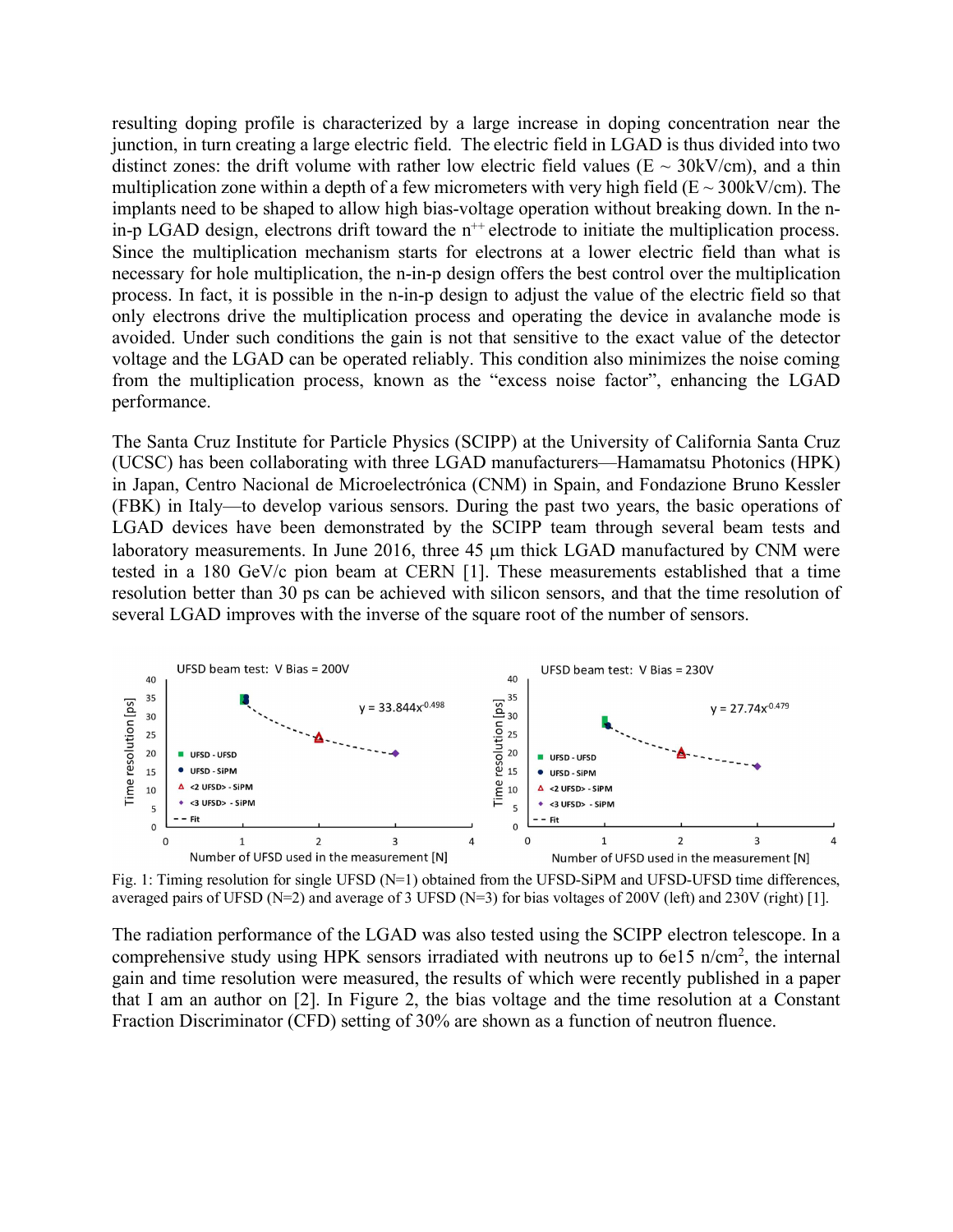resulting doping profile is characterized by a large increase in doping concentration near the junction, in turn creating a large electric field. The electric field in LGAD is thus divided into two distinct zones: the drift volume with rather low electric field values (E ~ 30kV/cm), and a thin multiplication zone within a depth of a few micrometers with very high field (E ~ 300kV/cm). The implants need to be shaped to allow high bias-voltage operation without breaking down. In the n-in-p LGAD design, electrons drift toward the $n^{++}$ electrode to initiate the multiplication process. Since the multiplication mechanism starts for electrons at a lower electric field than what is necessary for hole multiplication, the n-in-p design offers the best control over the multiplication process. In fact, it is possible in the n-in-p design to adjust the value of the electric field so that only electrons drive the multiplication process and operating the device in avalanche mode is avoided. Under such conditions the gain is not that sensitive to the exact value of the detector voltage and the LGAD can be operated reliably. This condition also minimizes the noise coming from the multiplication process, known as the "excess noise factor", enhancing the LGAD performance.

The Santa Cruz Institute for Particle Physics (SCIPP) at the University of California Santa Cruz (UCSC) has been collaborating with three LGAD manufacturers—Hamamatsu Photonics (HPK) in Japan, Centro Nacional de Microelectrónica (CNM) in Spain, and Fondazione Bruno Kessler (FBK) in Italy—to develop various sensors. During the past two years, the basic operations of LGAD devices have been demonstrated by the SCIPP team through several beam tests and laboratory measurements. In June 2016, three 45 μm thick LGAD manufactured by CNM were tested in a 180 GeV/c pion beam at CERN [1]. These measurements established that a time resolution better than 30 ps can be achieved with silicon sensors, and that the time resolution of several LGAD improves with the inverse of the square root of the number of sensors.

Fig. 1: Timing resolution for single UFSD (N=1) obtained from the UFSD-SiPM and UFSD-UFSD time differences, averaged pairs of UFSD (N=2) and average of 3 UFSD (N=3) for bias voltages of 200V (left) and 230V (right) [1].

The radiation performance of the LGAD was also tested using the SCIPP electron telescope. In a comprehensive study using HPK sensors irradiated with neutrons up to 6e15 n/cm$^2$, the internal gain and time resolution were measured, the results of which were recently published in a paper that I am an author on [2]. In Figure 2, the bias voltage and the time resolution at a Constant Fraction Discriminator (CFD) setting of 30% are shown as a function of neutron fluence.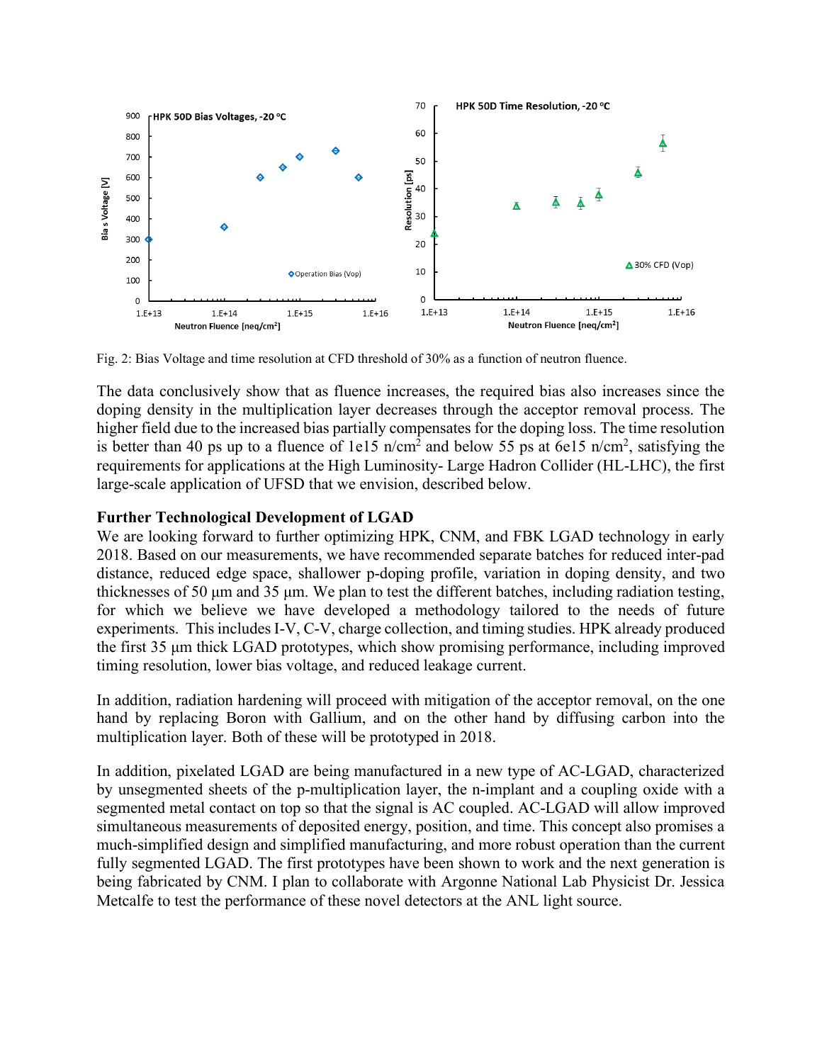Fig. 2: Bias Voltage and time resolution at CFD threshold of 30% as a function of neutron fluence.

The data conclusively show that as fluence increases, the required bias also increases since the doping density in the multiplication layer decreases through the acceptor removal process. The higher field due to the increased bias partially compensates for the doping loss. The time resolution is better than 40 ps up to a fluence of 1e15 n/cm$^2$ and below 55 ps at 6e15 n/cm$^2$, satisfying the requirements for applications at the High Luminosity- Large Hadron Collider (HL-LHC), the first large-scale application of UFSD that we envision, described below.

**Further Technological Development of LGAD**

We are looking forward to further optimizing HPK, CNM, and FBK LGAD technology in early 2018. Based on our measurements, we have recommended separate batches for reduced inter-pad distance, reduced edge space, shallower p-doping profile, variation in doping density, and two thicknesses of 50 μm and 35 μm. We plan to test the different batches, including radiation testing, for which we believe we have developed a methodology tailored to the needs of future experiments. This includes I-V, C-V, charge collection, and timing studies. HPK already produced the first 35 μm thick LGAD prototypes, which show promising performance, including improved timing resolution, lower bias voltage, and reduced leakage current.

In addition, radiation hardening will proceed with mitigation of the acceptor removal, on the one hand by replacing Boron with Gallium, and on the other hand by diffusing carbon into the multiplication layer. Both of these will be prototyped in 2018.

In addition, pixelated LGAD are being manufactured in a new type of AC-LGAD, characterized by unsegmented sheets of the p-multiplication layer, the n-implant and a coupling oxide with a segmented metal contact on top so that the signal is AC coupled. AC-LGAD will allow improved simultaneous measurements of deposited energy, position, and time. This concept also promises a much-simplified design and simplified manufacturing, and more robust operation than the current fully segmented LGAD. The first prototypes have been shown to work and the next generation is being fabricated by CNM. I plan to collaborate with Argonne National Lab Physicist Dr. Jessica Metcalfe to test the performance of these novel detectors at the ANL light source.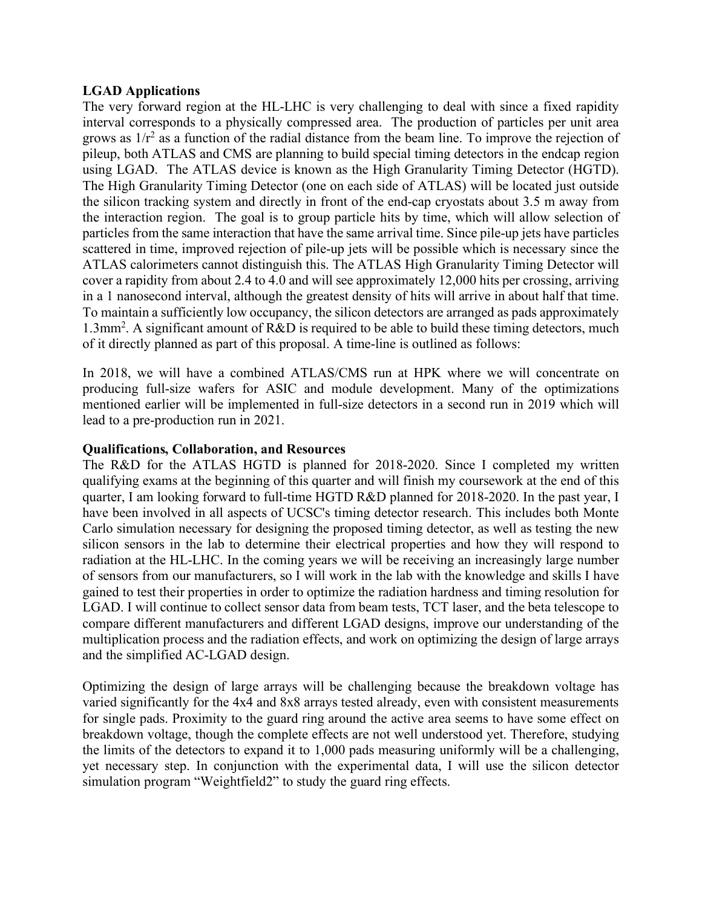**LGAD Applications**

The very forward region at the HL-LHC is very challenging to deal with since a fixed rapidity interval corresponds to a physically compressed area. The production of particles per unit area grows as $1/r^2$ as a function of the radial distance from the beam line. To improve the rejection of pileup, both ATLAS and CMS are planning to build special timing detectors in the endcap region using LGAD. The ATLAS device is known as the High Granularity Timing Detector (HGTD). The High Granularity Timing Detector (one on each side of ATLAS) will be located just outside the silicon tracking system and directly in front of the end-cap cryostats about 3.5 m away from the interaction region. The goal is to group particle hits by time, which will allow selection of particles from the same interaction that have the same arrival time. Since pile-up jets have particles scattered in time, improved rejection of pile-up jets will be possible which is necessary since the ATLAS calorimeters cannot distinguish this. The ATLAS High Granularity Timing Detector will cover a rapidity from about 2.4 to 4.0 and will see approximately 12,000 hits per crossing, arriving in a 1 nanosecond interval, although the greatest density of hits will arrive in about half that time. To maintain a sufficiently low occupancy, the silicon detectors are arranged as pads approximately $1.3\text{mm}^2$. A significant amount of R&D is required to be able to build these timing detectors, much of it directly planned as part of this proposal. A time-line is outlined as follows:

In 2018, we will have a combined ATLAS/CMS run at HPK where we will concentrate on producing full-size wafers for ASIC and module development. Many of the optimizations mentioned earlier will be implemented in full-size detectors in a second run in 2019 which will lead to a pre-production run in 2021.

**Qualifications, Collaboration, and Resources**

The R&D for the ATLAS HGTD is planned for 2018-2020. Since I completed my written qualifying exams at the beginning of this quarter and will finish my coursework at the end of this quarter, I am looking forward to full-time HGTD R&D planned for 2018-2020. In the past year, I have been involved in all aspects of UCSC's timing detector research. This includes both Monte Carlo simulation necessary for designing the proposed timing detector, as well as testing the new silicon sensors in the lab to determine their electrical properties and how they will respond to radiation at the HL-LHC. In the coming years we will be receiving an increasingly large number of sensors from our manufacturers, so I will work in the lab with the knowledge and skills I have gained to test their properties in order to optimize the radiation hardness and timing resolution for LGAD. I will continue to collect sensor data from beam tests, TCT laser, and the beta telescope to compare different manufacturers and different LGAD designs, improve our understanding of the multiplication process and the radiation effects, and work on optimizing the design of large arrays and the simplified AC-LGAD design.

Optimizing the design of large arrays will be challenging because the breakdown voltage has varied significantly for the 4x4 and 8x8 arrays tested already, even with consistent measurements for single pads. Proximity to the guard ring around the active area seems to have some effect on breakdown voltage, though the complete effects are not well understood yet. Therefore, studying the limits of the detectors to expand it to 1,000 pads measuring uniformly will be a challenging, yet necessary step. In conjunction with the experimental data, I will use the silicon detector simulation program "Weightfield2" to study the guard ring effects.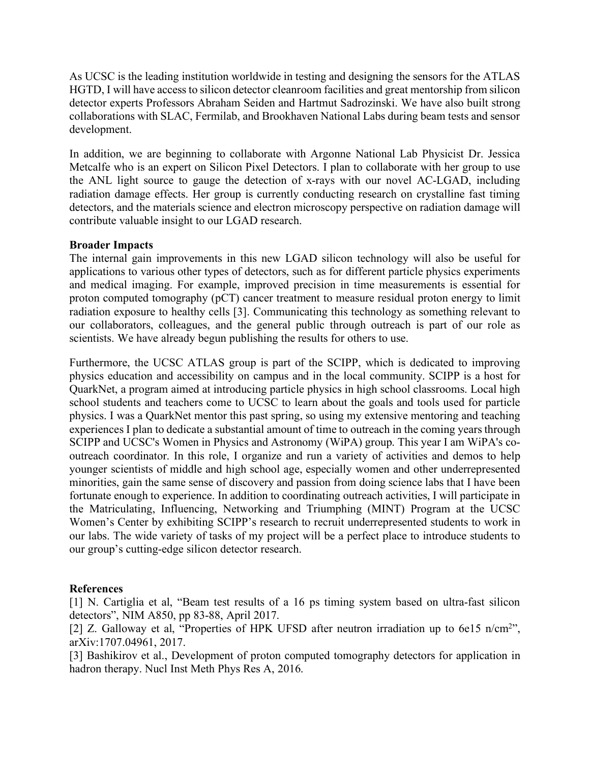As UCSC is the leading institution worldwide in testing and designing the sensors for the ATLAS HGTD, I will have access to silicon detector cleanroom facilities and great mentorship from silicon detector experts Professors Abraham Seiden and Hartmut Sadrozinski. We have also built strong collaborations with SLAC, Fermilab, and Brookhaven National Labs during beam tests and sensor development.

In addition, we are beginning to collaborate with Argonne National Lab Physicist Dr. Jessica Metcalfe who is an expert on Silicon Pixel Detectors. I plan to collaborate with her group to use the ANL light source to gauge the detection of x-rays with our novel AC-LGAD, including radiation damage effects. Her group is currently conducting research on crystalline fast timing detectors, and the materials science and electron microscopy perspective on radiation damage will contribute valuable insight to our LGAD research.

**Broader Impacts**

The internal gain improvements in this new LGAD silicon technology will also be useful for applications to various other types of detectors, such as for different particle physics experiments and medical imaging. For example, improved precision in time measurements is essential for proton computed tomography (pCT) cancer treatment to measure residual proton energy to limit radiation exposure to healthy cells [3]. Communicating this technology as something relevant to our collaborators, colleagues, and the general public through outreach is part of our role as scientists. We have already begun publishing the results for others to use.

Furthermore, the UCSC ATLAS group is part of the SCIPP, which is dedicated to improving physics education and accessibility on campus and in the local community. SCIPP is a host for QuarkNet, a program aimed at introducing particle physics in high school classrooms. Local high school students and teachers come to UCSC to learn about the goals and tools used for particle physics. I was a QuarkNet mentor this past spring, so using my extensive mentoring and teaching experiences I plan to dedicate a substantial amount of time to outreach in the coming years through SCIPP and UCSC's Women in Physics and Astronomy (WiPA) group. This year I am WiPA's co-outreach coordinator. In this role, I organize and run a variety of activities and demos to help younger scientists of middle and high school age, especially women and other underrepresented minorities, gain the same sense of discovery and passion from doing science labs that I have been fortunate enough to experience. In addition to coordinating outreach activities, I will participate in the Matriculating, Influencing, Networking and Triumphing (MINT) Program at the UCSC Women's Center by exhibiting SCIPP's research to recruit underrepresented students to work in our labs. The wide variety of tasks of my project will be a perfect place to introduce students to our group's cutting-edge silicon detector research.

**References**

[1] N. Cartiglia et al, "Beam test results of a 16 ps timing system based on ultra-fast silicon detectors", NIM A850, pp 83-88, April 2017.

[2] Z. Galloway et al, "Properties of HPK UFSD after neutron irradiation up to 6e15 n/cm$^2$", arXiv:1707.04961, 2017.

[3] Bashikirov et al., Development of proton computed tomography detectors for application in hadron therapy. Nucl Inst Meth Phys Res A, 2016.